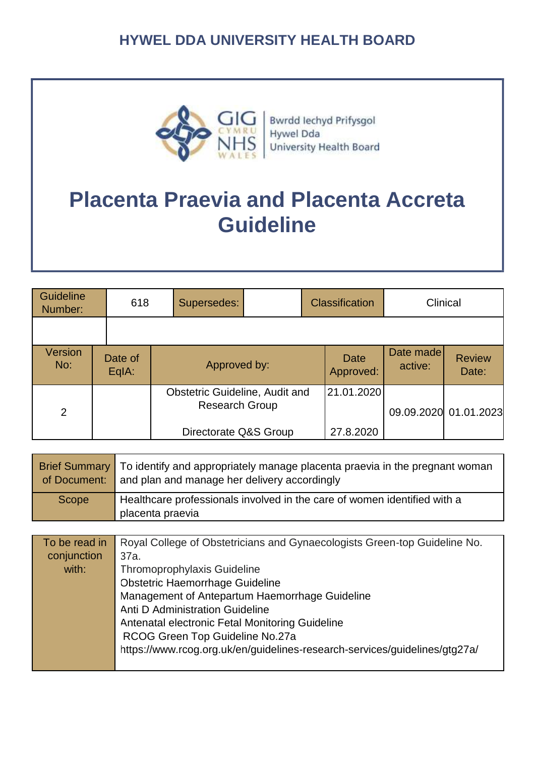# HYWEL DDA UNIVERSITY HEALTH BOARD

GIG CYMRU NHS WALES | Bwrdd Iechyd Prifysgol Hywel Dda University Health Board

# Placenta Praevia and Placenta Accreta Guideline

| Guideline Number: | 618 | Supersedes: | | Classification | Clinical |
|---|---|---|---|---|---|
| | | | | | |

| Version No: | Date of EqIA: | Approved by: | Date Approved: | Date made active: | Review Date: |
|---|---|---|---|---|---|
| 2 | | Obstetric Guideline, Audit and Research Group | 21.01.2020 | 09.09.2020 | 01.01.2023 |
| | | Directorate Q&S Group | 27.8.2020 | | |

| Brief Summary of Document: | To identify and appropriately manage placenta praevia in the pregnant woman and plan and manage her delivery accordingly |
|---|---|
| Scope | Healthcare professionals involved in the care of women identified with a placenta praevia |

| To be read in conjunction with: | Royal College of Obstetricians and Gynaecologists Green-top Guideline No. 37a.<br>Thromoprophylaxis Guideline<br>Obstetric Haemorrhage Guideline<br>Management of Antepartum Haemorrhage Guideline<br>Anti D Administration Guideline<br>Antenatal electronic Fetal Monitoring Guideline<br>RCOG Green Top Guideline No.27a<br>https://www.rcog.org.uk/en/guidelines-research-services/guidelines/gtg27a/ |
|---|---|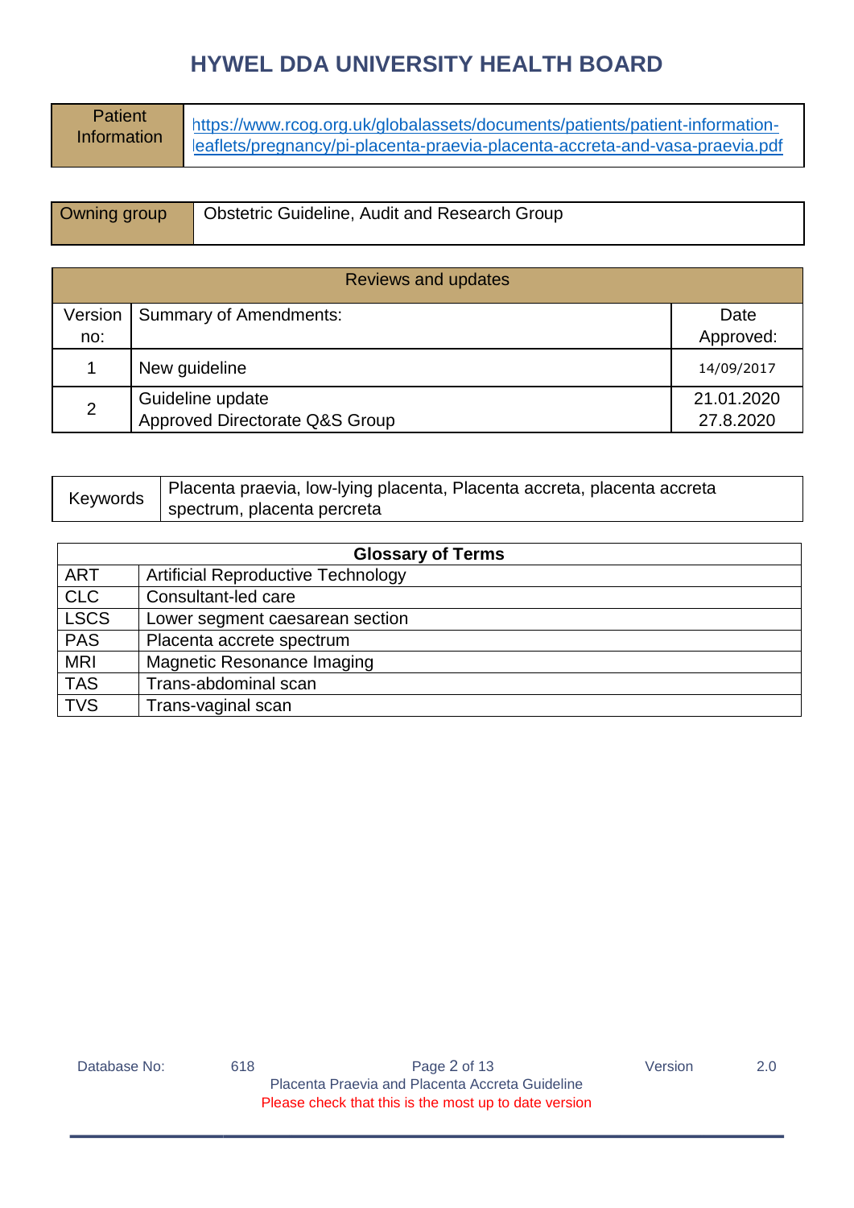# HYWEL DDA UNIVERSITY HEALTH BOARD

| Patient Information | https://www.rcog.org.uk/globalassets/documents/patients/patient-information-leaflets/pregnancy/pi-placenta-praevia-placenta-accreta-and-vasa-praevia.pdf |
|---|---|

| Owning group | Obstetric Guideline, Audit and Research Group |
|---|---|

| Reviews and updates | | |
|---|---|---|
| Version no: | Summary of Amendments: | Date Approved: |
| 1 | New guideline | 14/09/2017 |
| 2 | Guideline update<br>Approved Directorate Q&S Group | 21.01.2020<br>27.8.2020 |

| Keywords | Placenta praevia, low-lying placenta, Placenta accreta, placenta accreta spectrum, placenta percreta |
|---|---|

| Glossary of Terms | |
|---|---|
| ART | Artificial Reproductive Technology |
| CLC | Consultant-led care |
| LSCS | Lower segment caesarean section |
| PAS | Placenta accrete spectrum |
| MRI | Magnetic Resonance Imaging |
| TAS | Trans-abdominal scan |
| TVS | Trans-vaginal scan |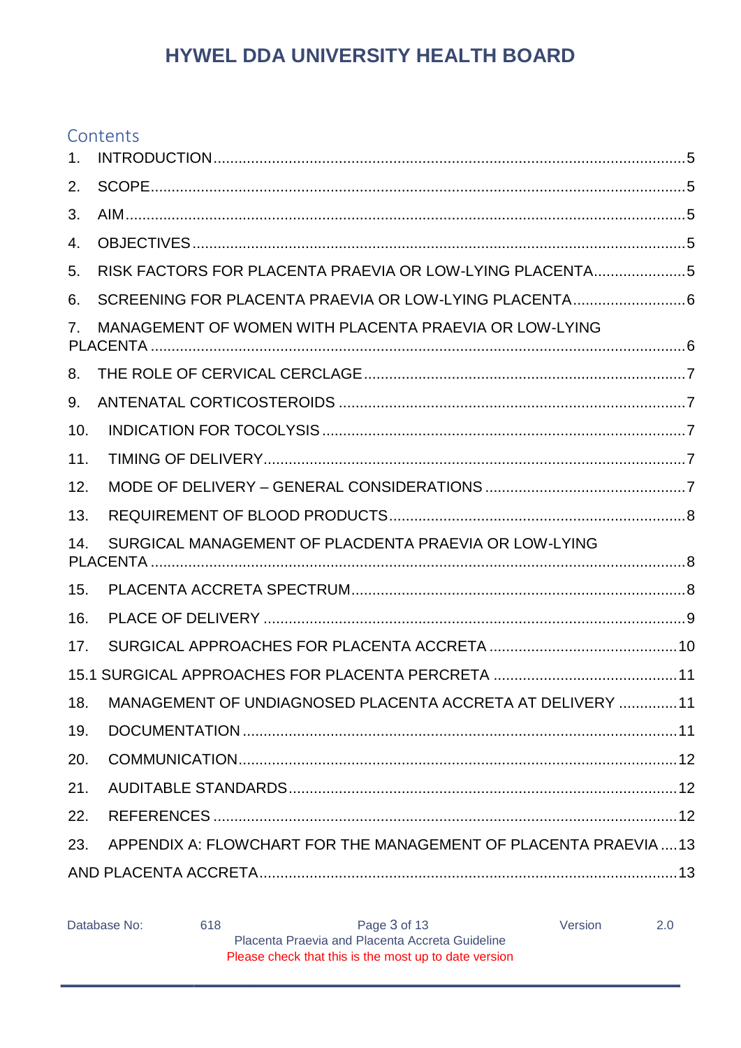## Contents

1. INTRODUCTION ........................................................................ 5
2. SCOPE ........................................................................ 5
3. AIM ........................................................................ 5
4. OBJECTIVES ........................................................................ 5
5. RISK FACTORS FOR PLACENTA PRAEVIA OR LOW-LYING PLACENTA ........................ 5
6. SCREENING FOR PLACENTA PRAEVIA OR LOW-LYING PLACENTA ........................ 6
7. MANAGEMENT OF WOMEN WITH PLACENTA PRAEVIA OR LOW-LYING PLACENTA ........................ 6
8. THE ROLE OF CERVICAL CERCLAGE ........................................................................ 7
9. ANTENATAL CORTICOSTEROIDS ........................................................................ 7
10. INDICATION FOR TOCOLYSIS ........................................................................ 7
11. TIMING OF DELIVERY ........................................................................ 7
12. MODE OF DELIVERY – GENERAL CONSIDERATIONS ........................................ 7
13. REQUIREMENT OF BLOOD PRODUCTS ........................................................................ 8
14. SURGICAL MANAGEMENT OF PLACDENTA PRAEVIA OR LOW-LYING PLACENTA ........................ 8
15. PLACENTA ACCRETA SPECTRUM ........................................................................ 8
16. PLACE OF DELIVERY ........................................................................ 9
17. SURGICAL APPROACHES FOR PLACENTA ACCRETA ........................................ 10

15.1 SURGICAL APPROACHES FOR PLACENTA PERCRETA ........................................ 11

18. MANAGEMENT OF UNDIAGNOSED PLACENTA ACCRETA AT DELIVERY ........................ 11
19. DOCUMENTATION ........................................................................ 11
20. COMMUNICATION ........................................................................ 12
21. AUDITABLE STANDARDS ........................................................................ 12
22. REFERENCES ........................................................................ 12
23. APPENDIX A: FLOWCHART FOR THE MANAGEMENT OF PLACENTA PRAEVIA ........ 13

AND PLACENTA ACCRETA ........................................................................ 13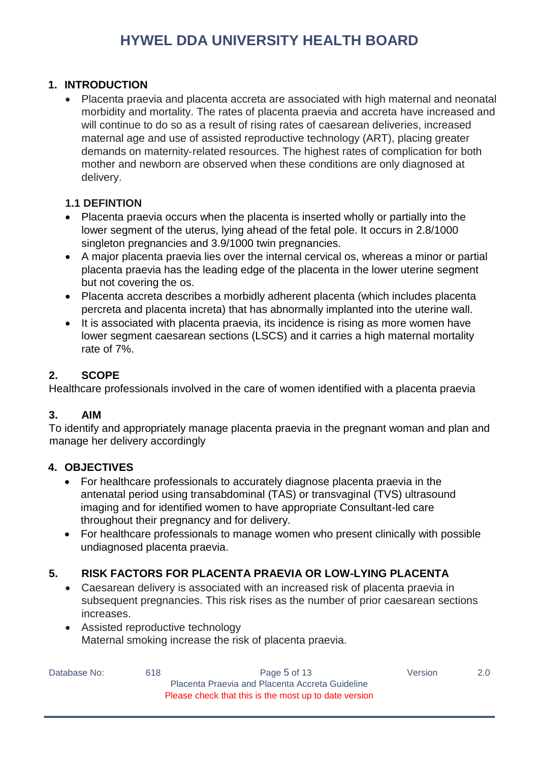## 1. INTRODUCTION

- Placenta praevia and placenta accreta are associated with high maternal and neonatal morbidity and mortality. The rates of placenta praevia and accreta have increased and will continue to do so as a result of rising rates of caesarean deliveries, increased maternal age and use of assisted reproductive technology (ART), placing greater demands on maternity-related resources. The highest rates of complication for both mother and newborn are observed when these conditions are only diagnosed at delivery.

### 1.1 DEFINTION

- Placenta praevia occurs when the placenta is inserted wholly or partially into the lower segment of the uterus, lying ahead of the fetal pole. It occurs in 2.8/1000 singleton pregnancies and 3.9/1000 twin pregnancies.
- A major placenta praevia lies over the internal cervical os, whereas a minor or partial placenta praevia has the leading edge of the placenta in the lower uterine segment but not covering the os.
- Placenta accreta describes a morbidly adherent placenta (which includes placenta percreta and placenta increta) that has abnormally implanted into the uterine wall.
- It is associated with placenta praevia, its incidence is rising as more women have lower segment caesarean sections (LSCS) and it carries a high maternal mortality rate of 7%.

## 2. SCOPE

Healthcare professionals involved in the care of women identified with a placenta praevia

## 3. AIM

To identify and appropriately manage placenta praevia in the pregnant woman and plan and manage her delivery accordingly

## 4. OBJECTIVES

- For healthcare professionals to accurately diagnose placenta praevia in the antenatal period using transabdominal (TAS) or transvaginal (TVS) ultrasound imaging and for identified women to have appropriate Consultant-led care throughout their pregnancy and for delivery.
- For healthcare professionals to manage women who present clinically with possible undiagnosed placenta praevia.

## 5. RISK FACTORS FOR PLACENTA PRAEVIA OR LOW-LYING PLACENTA

- Caesarean delivery is associated with an increased risk of placenta praevia in subsequent pregnancies. This risk rises as the number of prior caesarean sections increases.
- Assisted reproductive technology
  Maternal smoking increase the risk of placenta praevia.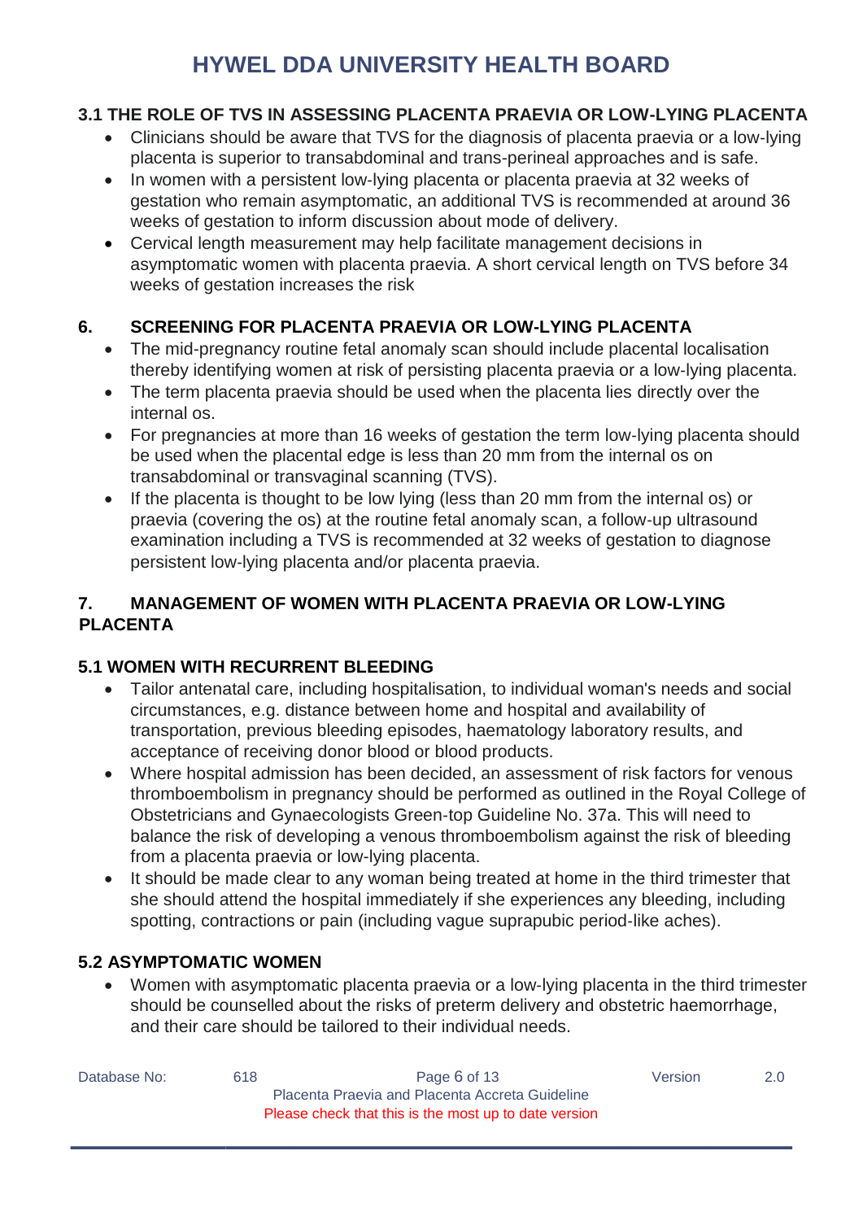### 3.1 THE ROLE OF TVS IN ASSESSING PLACENTA PRAEVIA OR LOW-LYING PLACENTA

- Clinicians should be aware that TVS for the diagnosis of placenta praevia or a low-lying placenta is superior to transabdominal and trans-perineal approaches and is safe.
- In women with a persistent low-lying placenta or placenta praevia at 32 weeks of gestation who remain asymptomatic, an additional TVS is recommended at around 36 weeks of gestation to inform discussion about mode of delivery.
- Cervical length measurement may help facilitate management decisions in asymptomatic women with placenta praevia. A short cervical length on TVS before 34 weeks of gestation increases the risk

## 6. SCREENING FOR PLACENTA PRAEVIA OR LOW-LYING PLACENTA

- The mid-pregnancy routine fetal anomaly scan should include placental localisation thereby identifying women at risk of persisting placenta praevia or a low-lying placenta.
- The term placenta praevia should be used when the placenta lies directly over the internal os.
- For pregnancies at more than 16 weeks of gestation the term low-lying placenta should be used when the placental edge is less than 20 mm from the internal os on transabdominal or transvaginal scanning (TVS).
- If the placenta is thought to be low lying (less than 20 mm from the internal os) or praevia (covering the os) at the routine fetal anomaly scan, a follow-up ultrasound examination including a TVS is recommended at 32 weeks of gestation to diagnose persistent low-lying placenta and/or placenta praevia.

## 7. MANAGEMENT OF WOMEN WITH PLACENTA PRAEVIA OR LOW-LYING PLACENTA

### 5.1 WOMEN WITH RECURRENT BLEEDING

- Tailor antenatal care, including hospitalisation, to individual woman's needs and social circumstances, e.g. distance between home and hospital and availability of transportation, previous bleeding episodes, haematology laboratory results, and acceptance of receiving donor blood or blood products.
- Where hospital admission has been decided, an assessment of risk factors for venous thromboembolism in pregnancy should be performed as outlined in the Royal College of Obstetricians and Gynaecologists Green-top Guideline No. 37a. This will need to balance the risk of developing a venous thromboembolism against the risk of bleeding from a placenta praevia or low-lying placenta.
- It should be made clear to any woman being treated at home in the third trimester that she should attend the hospital immediately if she experiences any bleeding, including spotting, contractions or pain (including vague suprapubic period-like aches).

### 5.2 ASYMPTOMATIC WOMEN

- Women with asymptomatic placenta praevia or a low-lying placenta in the third trimester should be counselled about the risks of preterm delivery and obstetric haemorrhage, and their care should be tailored to their individual needs.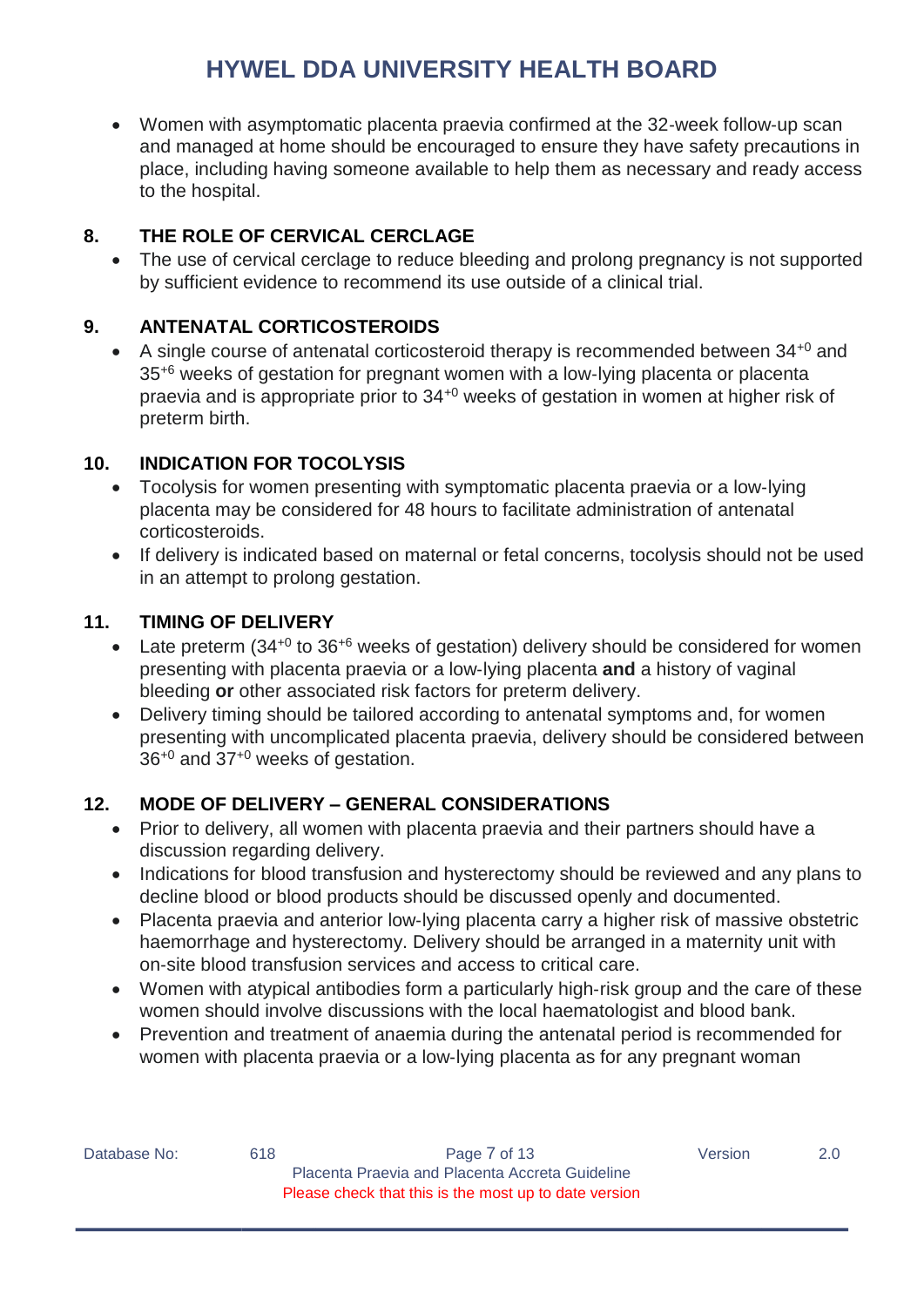- Women with asymptomatic placenta praevia confirmed at the 32-week follow-up scan and managed at home should be encouraged to ensure they have safety precautions in place, including having someone available to help them as necessary and ready access to the hospital.

## 8. THE ROLE OF CERVICAL CERCLAGE

- The use of cervical cerclage to reduce bleeding and prolong pregnancy is not supported by sufficient evidence to recommend its use outside of a clinical trial.

## 9. ANTENATAL CORTICOSTEROIDS

- A single course of antenatal corticosteroid therapy is recommended between $34^{+0}$ and $35^{+6}$ weeks of gestation for pregnant women with a low-lying placenta or placenta praevia and is appropriate prior to $34^{+0}$ weeks of gestation in women at higher risk of preterm birth.

## 10. INDICATION FOR TOCOLYSIS

- Tocolysis for women presenting with symptomatic placenta praevia or a low-lying placenta may be considered for 48 hours to facilitate administration of antenatal corticosteroids.
- If delivery is indicated based on maternal or fetal concerns, tocolysis should not be used in an attempt to prolong gestation.

## 11. TIMING OF DELIVERY

- Late preterm ($34^{+0}$ to $36^{+6}$ weeks of gestation) delivery should be considered for women presenting with placenta praevia or a low-lying placenta **and** a history of vaginal bleeding **or** other associated risk factors for preterm delivery.
- Delivery timing should be tailored according to antenatal symptoms and, for women presenting with uncomplicated placenta praevia, delivery should be considered between $36^{+0}$ and $37^{+0}$ weeks of gestation.

## 12. MODE OF DELIVERY – GENERAL CONSIDERATIONS

- Prior to delivery, all women with placenta praevia and their partners should have a discussion regarding delivery.
- Indications for blood transfusion and hysterectomy should be reviewed and any plans to decline blood or blood products should be discussed openly and documented.
- Placenta praevia and anterior low-lying placenta carry a higher risk of massive obstetric haemorrhage and hysterectomy. Delivery should be arranged in a maternity unit with on-site blood transfusion services and access to critical care.
- Women with atypical antibodies form a particularly high-risk group and the care of these women should involve discussions with the local haematologist and blood bank.
- Prevention and treatment of anaemia during the antenatal period is recommended for women with placenta praevia or a low-lying placenta as for any pregnant woman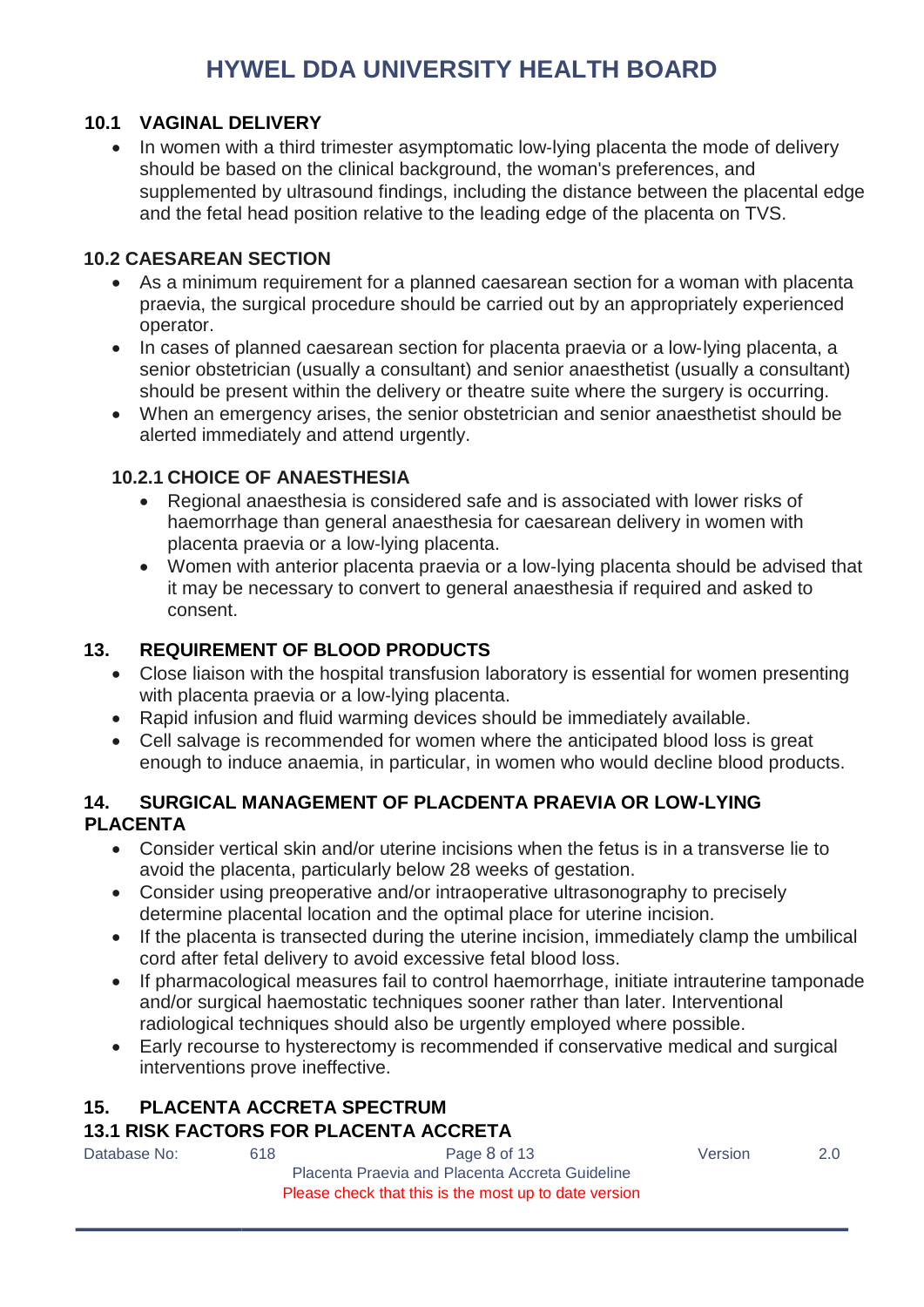### 10.1 VAGINAL DELIVERY

- In women with a third trimester asymptomatic low-lying placenta the mode of delivery should be based on the clinical background, the woman's preferences, and supplemented by ultrasound findings, including the distance between the placental edge and the fetal head position relative to the leading edge of the placenta on TVS.

### 10.2 CAESAREAN SECTION

- As a minimum requirement for a planned caesarean section for a woman with placenta praevia, the surgical procedure should be carried out by an appropriately experienced operator.
- In cases of planned caesarean section for placenta praevia or a low-lying placenta, a senior obstetrician (usually a consultant) and senior anaesthetist (usually a consultant) should be present within the delivery or theatre suite where the surgery is occurring.
- When an emergency arises, the senior obstetrician and senior anaesthetist should be alerted immediately and attend urgently.

#### 10.2.1 CHOICE OF ANAESTHESIA

- Regional anaesthesia is considered safe and is associated with lower risks of haemorrhage than general anaesthesia for caesarean delivery in women with placenta praevia or a low-lying placenta.
- Women with anterior placenta praevia or a low-lying placenta should be advised that it may be necessary to convert to general anaesthesia if required and asked to consent.

## 13. REQUIREMENT OF BLOOD PRODUCTS

- Close liaison with the hospital transfusion laboratory is essential for women presenting with placenta praevia or a low-lying placenta.
- Rapid infusion and fluid warming devices should be immediately available.
- Cell salvage is recommended for women where the anticipated blood loss is great enough to induce anaemia, in particular, in women who would decline blood products.

## 14. SURGICAL MANAGEMENT OF PLACDENTA PRAEVIA OR LOW-LYING PLACENTA

- Consider vertical skin and/or uterine incisions when the fetus is in a transverse lie to avoid the placenta, particularly below 28 weeks of gestation.
- Consider using preoperative and/or intraoperative ultrasonography to precisely determine placental location and the optimal place for uterine incision.
- If the placenta is transected during the uterine incision, immediately clamp the umbilical cord after fetal delivery to avoid excessive fetal blood loss.
- If pharmacological measures fail to control haemorrhage, initiate intrauterine tamponade and/or surgical haemostatic techniques sooner rather than later. Interventional radiological techniques should also be urgently employed where possible.
- Early recourse to hysterectomy is recommended if conservative medical and surgical interventions prove ineffective.

## 15. PLACENTA ACCRETA SPECTRUM

### 13.1 RISK FACTORS FOR PLACENTA ACCRETA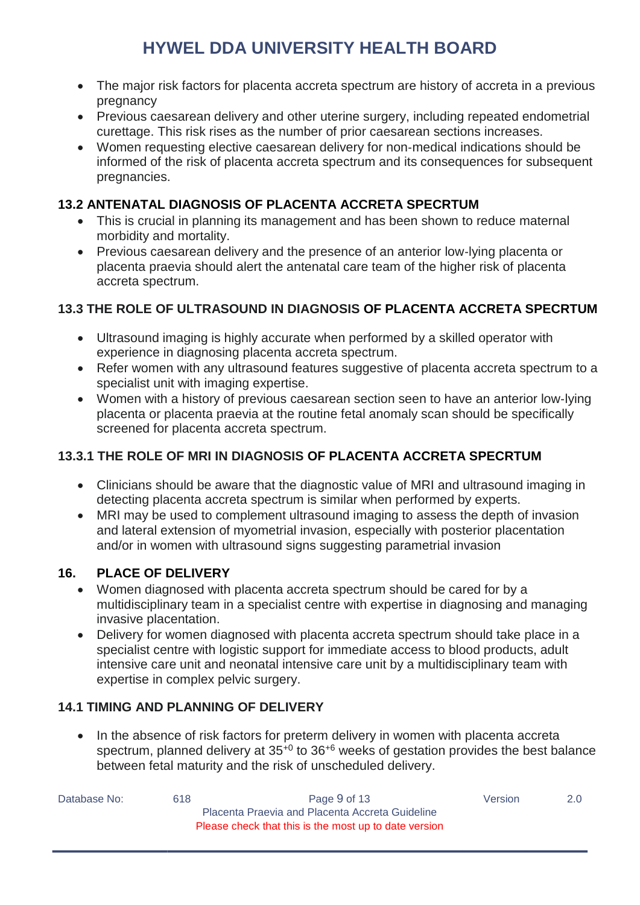- The major risk factors for placenta accreta spectrum are history of accreta in a previous pregnancy
- Previous caesarean delivery and other uterine surgery, including repeated endometrial curettage. This risk rises as the number of prior caesarean sections increases.
- Women requesting elective caesarean delivery for non-medical indications should be informed of the risk of placenta accreta spectrum and its consequences for subsequent pregnancies.

### 13.2 ANTENATAL DIAGNOSIS OF PLACENTA ACCRETA SPECRTUM

- This is crucial in planning its management and has been shown to reduce maternal morbidity and mortality.
- Previous caesarean delivery and the presence of an anterior low-lying placenta or placenta praevia should alert the antenatal care team of the higher risk of placenta accreta spectrum.

### 13.3 THE ROLE OF ULTRASOUND IN DIAGNOSIS OF PLACENTA ACCRETA SPECRTUM

- Ultrasound imaging is highly accurate when performed by a skilled operator with experience in diagnosing placenta accreta spectrum.
- Refer women with any ultrasound features suggestive of placenta accreta spectrum to a specialist unit with imaging expertise.
- Women with a history of previous caesarean section seen to have an anterior low-lying placenta or placenta praevia at the routine fetal anomaly scan should be specifically screened for placenta accreta spectrum.

### 13.3.1 THE ROLE OF MRI IN DIAGNOSIS OF PLACENTA ACCRETA SPECRTUM

- Clinicians should be aware that the diagnostic value of MRI and ultrasound imaging in detecting placenta accreta spectrum is similar when performed by experts.
- MRI may be used to complement ultrasound imaging to assess the depth of invasion and lateral extension of myometrial invasion, especially with posterior placentation and/or in women with ultrasound signs suggesting parametrial invasion

## 16. PLACE OF DELIVERY

- Women diagnosed with placenta accreta spectrum should be cared for by a multidisciplinary team in a specialist centre with expertise in diagnosing and managing invasive placentation.
- Delivery for women diagnosed with placenta accreta spectrum should take place in a specialist centre with logistic support for immediate access to blood products, adult intensive care unit and neonatal intensive care unit by a multidisciplinary team with expertise in complex pelvic surgery.

### 14.1 TIMING AND PLANNING OF DELIVERY

- In the absence of risk factors for preterm delivery in women with placenta accreta spectrum, planned delivery at $35^{+0}$ to $36^{+6}$ weeks of gestation provides the best balance between fetal maturity and the risk of unscheduled delivery.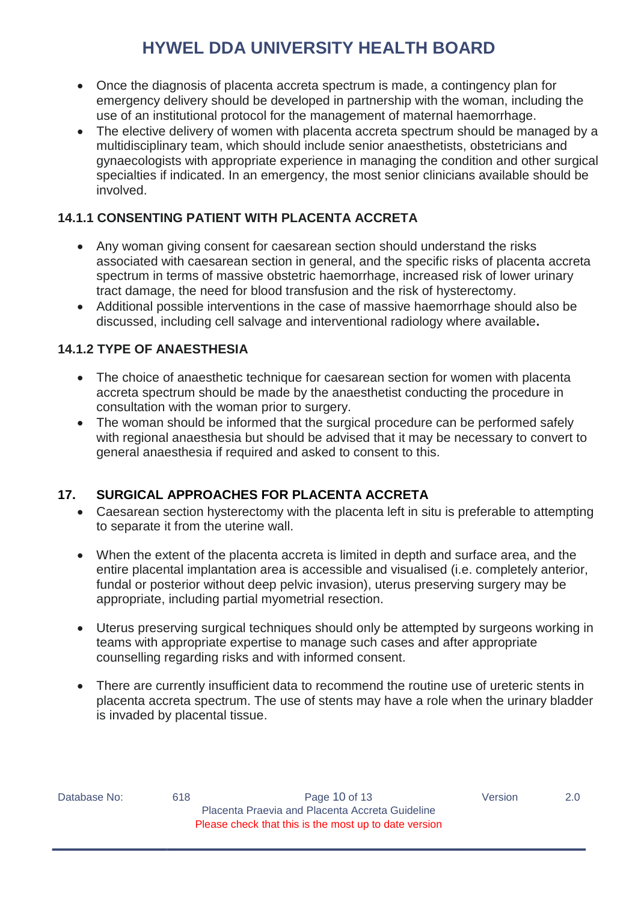- Once the diagnosis of placenta accreta spectrum is made, a contingency plan for emergency delivery should be developed in partnership with the woman, including the use of an institutional protocol for the management of maternal haemorrhage.
- The elective delivery of women with placenta accreta spectrum should be managed by a multidisciplinary team, which should include senior anaesthetists, obstetricians and gynaecologists with appropriate experience in managing the condition and other surgical specialties if indicated. In an emergency, the most senior clinicians available should be involved.

### 14.1.1 CONSENTING PATIENT WITH PLACENTA ACCRETA

- Any woman giving consent for caesarean section should understand the risks associated with caesarean section in general, and the specific risks of placenta accreta spectrum in terms of massive obstetric haemorrhage, increased risk of lower urinary tract damage, the need for blood transfusion and the risk of hysterectomy.
- Additional possible interventions in the case of massive haemorrhage should also be discussed, including cell salvage and interventional radiology where available**.**

### 14.1.2 TYPE OF ANAESTHESIA

- The choice of anaesthetic technique for caesarean section for women with placenta accreta spectrum should be made by the anaesthetist conducting the procedure in consultation with the woman prior to surgery.
- The woman should be informed that the surgical procedure can be performed safely with regional anaesthesia but should be advised that it may be necessary to convert to general anaesthesia if required and asked to consent to this.

## 17. SURGICAL APPROACHES FOR PLACENTA ACCRETA

- Caesarean section hysterectomy with the placenta left in situ is preferable to attempting to separate it from the uterine wall.

- When the extent of the placenta accreta is limited in depth and surface area, and the entire placental implantation area is accessible and visualised (i.e. completely anterior, fundal or posterior without deep pelvic invasion), uterus preserving surgery may be appropriate, including partial myometrial resection.

- Uterus preserving surgical techniques should only be attempted by surgeons working in teams with appropriate expertise to manage such cases and after appropriate counselling regarding risks and with informed consent.

- There are currently insufficient data to recommend the routine use of ureteric stents in placenta accreta spectrum. The use of stents may have a role when the urinary bladder is invaded by placental tissue.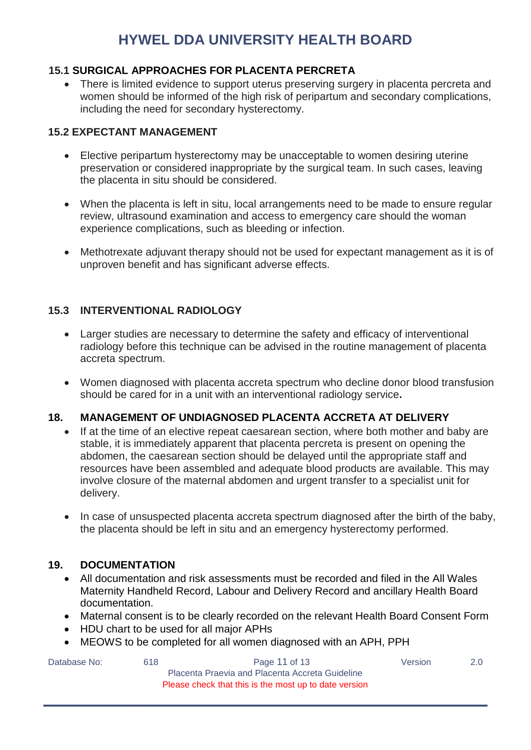### 15.1 SURGICAL APPROACHES FOR PLACENTA PERCRETA

- There is limited evidence to support uterus preserving surgery in placenta percreta and women should be informed of the high risk of peripartum and secondary complications, including the need for secondary hysterectomy.

### 15.2 EXPECTANT MANAGEMENT

- Elective peripartum hysterectomy may be unacceptable to women desiring uterine preservation or considered inappropriate by the surgical team. In such cases, leaving the placenta in situ should be considered.
- When the placenta is left in situ, local arrangements need to be made to ensure regular review, ultrasound examination and access to emergency care should the woman experience complications, such as bleeding or infection.
- Methotrexate adjuvant therapy should not be used for expectant management as it is of unproven benefit and has significant adverse effects.

### 15.3 INTERVENTIONAL RADIOLOGY

- Larger studies are necessary to determine the safety and efficacy of interventional radiology before this technique can be advised in the routine management of placenta accreta spectrum.
- Women diagnosed with placenta accreta spectrum who decline donor blood transfusion should be cared for in a unit with an interventional radiology service**.**

## 18. MANAGEMENT OF UNDIAGNOSED PLACENTA ACCRETA AT DELIVERY

- If at the time of an elective repeat caesarean section, where both mother and baby are stable, it is immediately apparent that placenta percreta is present on opening the abdomen, the caesarean section should be delayed until the appropriate staff and resources have been assembled and adequate blood products are available. This may involve closure of the maternal abdomen and urgent transfer to a specialist unit for delivery.
- In case of unsuspected placenta accreta spectrum diagnosed after the birth of the baby, the placenta should be left in situ and an emergency hysterectomy performed.

## 19. DOCUMENTATION

- All documentation and risk assessments must be recorded and filed in the All Wales Maternity Handheld Record, Labour and Delivery Record and ancillary Health Board documentation.
- Maternal consent is to be clearly recorded on the relevant Health Board Consent Form
- HDU chart to be used for all major APHs
- MEOWS to be completed for all women diagnosed with an APH, PPH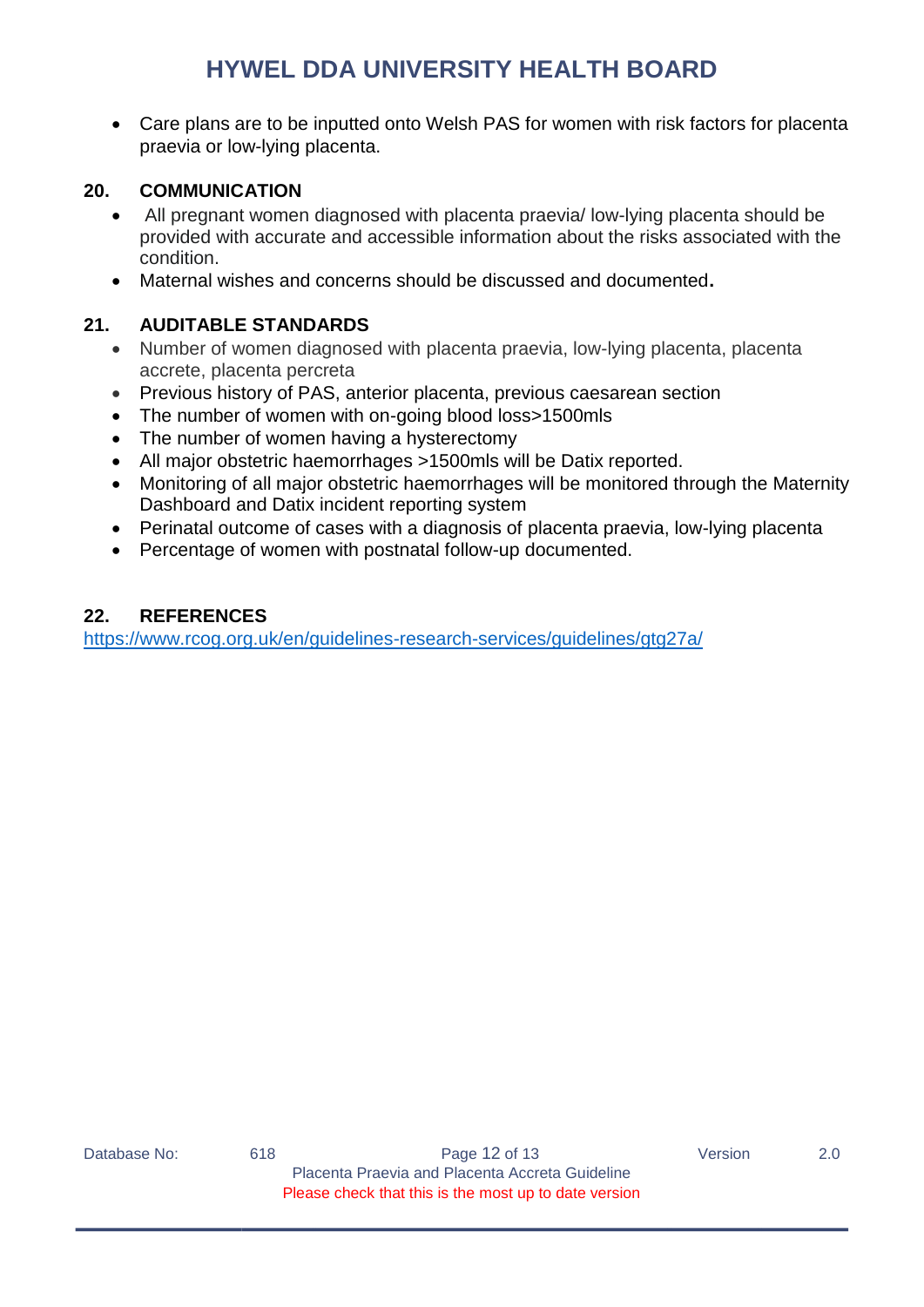- Care plans are to be inputted onto Welsh PAS for women with risk factors for placenta praevia or low-lying placenta.

## 20. COMMUNICATION

- All pregnant women diagnosed with placenta praevia/ low-lying placenta should be provided with accurate and accessible information about the risks associated with the condition.
- Maternal wishes and concerns should be discussed and documented.

## 21. AUDITABLE STANDARDS

- Number of women diagnosed with placenta praevia, low-lying placenta, placenta accrete, placenta percreta
- Previous history of PAS, anterior placenta, previous caesarean section
- The number of women with on-going blood loss>1500mls
- The number of women having a hysterectomy
- All major obstetric haemorrhages >1500mls will be Datix reported.
- Monitoring of all major obstetric haemorrhages will be monitored through the Maternity Dashboard and Datix incident reporting system
- Perinatal outcome of cases with a diagnosis of placenta praevia, low-lying placenta
- Percentage of women with postnatal follow-up documented.

## 22. REFERENCES

https://www.rcog.org.uk/en/guidelines-research-services/guidelines/gtg27a/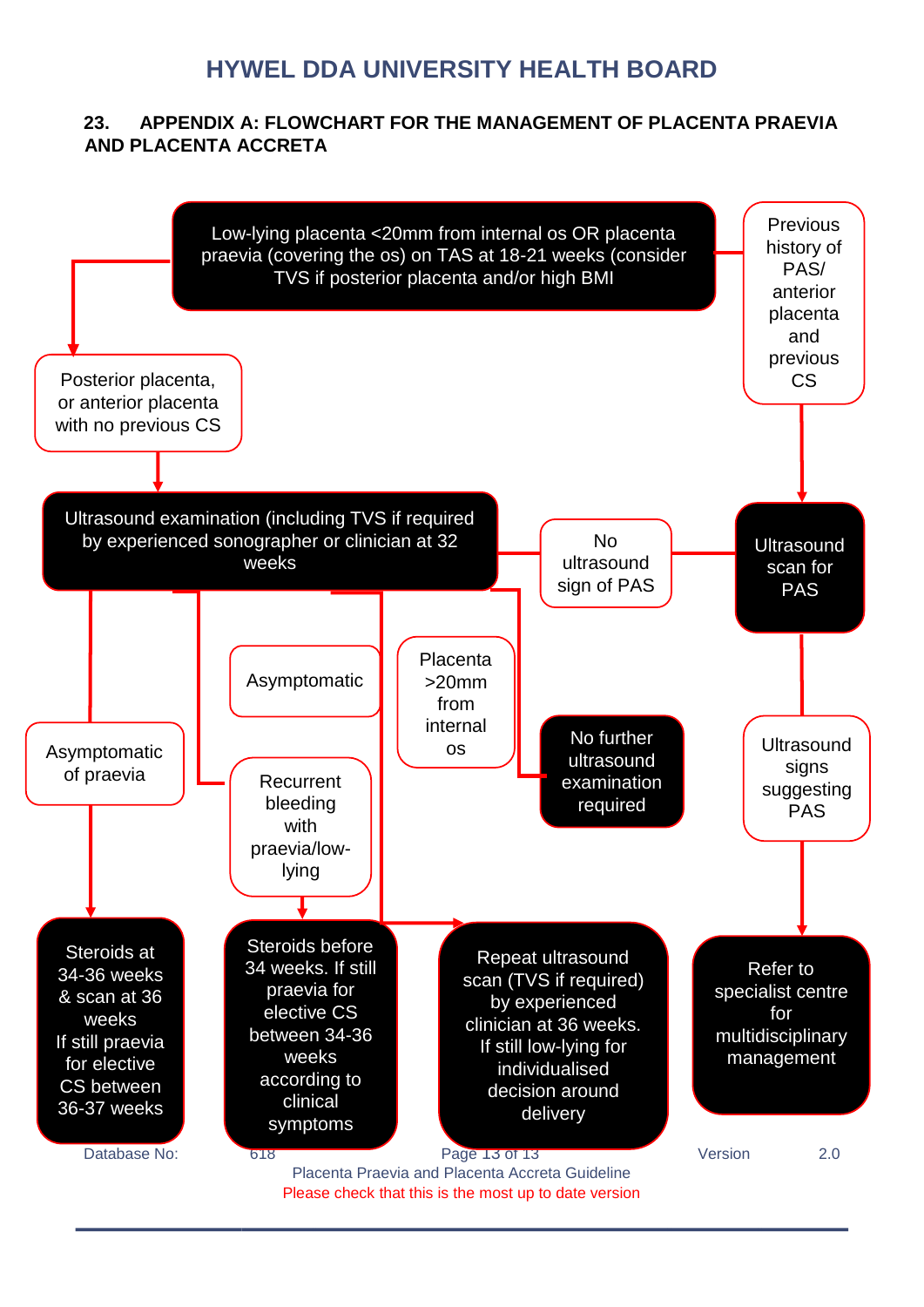## 23. APPENDIX A: FLOWCHART FOR THE MANAGEMENT OF PLACENTA PRAEVIA AND PLACENTA ACCRETA

Low-lying placenta <20mm from internal os OR placenta praevia (covering the os) on TAS at 18-21 weeks (consider TVS if posterior placenta and/or high BMI

Previous history of PAS/ anterior placenta and previous CS

Posterior placenta, or anterior placenta with no previous CS

Ultrasound examination (including TVS if required by experienced sonographer or clinician at 32 weeks

No ultrasound sign of PAS

Ultrasound scan for PAS

Asymptomatic

Placenta >20mm from internal os

Asymptomatic of praevia

Recurrent bleeding with praevia/low-lying

No further ultrasound examination required

Ultrasound signs suggesting PAS

Steroids at 34-36 weeks & scan at 36 weeks If still praevia for elective CS between 36-37 weeks

Steroids before 34 weeks. If still praevia for elective CS between 34-36 weeks according to clinical symptoms

Repeat ultrasound scan (TVS if required) by experienced clinician at 36 weeks. If still low-lying for individualised decision around delivery

Refer to specialist centre for multidisciplinary management